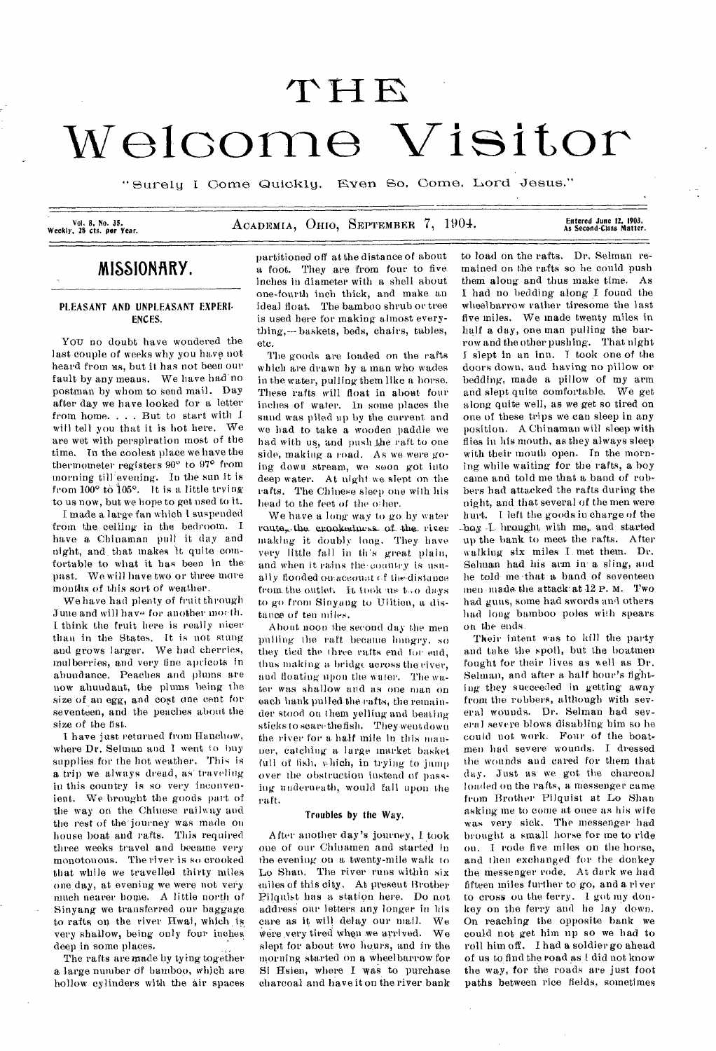# THE Welcome Visitor

"Surely I Come Quickly. Even So, Come, Lord Jesus."

Vol. 8, No. 35. Weekly, 25 cts. per Year.

ACADEMIA, OHIO, SEPTEMBER 7, 1904.

Entered June 12, 1903, As Second-Class Matter.

## MISSIONARY.

### PLEASANT AND UNPLEASANT EXPERIENCES.

YOU no doubt have wondered the last couple of weeks why you have not heard from us, but it has not been our fault by any means. We have had no postman by whom to send mail. Day after day we have looked for a letter from home. . . . But to start with I will tell you that it is hot here. We are wet with perspiration most of the time. In the coolest place we have the thermometer registers 90° to 97° from morning till evening. In the sun it is from 100° to 105°. It is a little trying to us now, but we hope to get used to it.

I made a large fan which I suspended from the ceiling in the bedroom. I have a Chinaman pull it day and night, and that makes it quite comfortable to what it has been in the past. We will have two or three more months of this sort of weather.

We have had plenty of fruit through June and will have for another month. I think the fruit here is really nicer than in the States. It is not stung and grows larger. We had cherries, mulberries, and very fine apricots in abundance. Peaches and plums are now abundant, the plums being the size of an egg, and cost one cent for seventeen, and the peaches about the size of the fist.

I have just returned from Hanchow, where Dr. Selman and I went to buy supplies for the hot weather. This is a trip we always dread, as traveling in this country is so very inconvenient. We brought the goods part of the way on the Chinese railway and the rest of the journey was made on house boat and rafts. This required three weeks travel and became very monotonous. The river is so crooked that while we travelled thirty miles one day, at evening we were not very much nearer home. A little north of Sinyang we transferred our baggage to rafts on the river Hwai, which is very shallow, being only four inches deep in some places.

The rafts are made by tying together a large number of bamboo, which are hollow cylinders with the air spaces partitioned off at the distance of about a foot. They are from four to five inches in diameter with a shell about one-fourth inch thick, and make an ideal float. The bamboo shrub or tree is used here for making almost everything,—baskets, beds, chairs, tables, etc.

The goods are loaded on the rafts which are drawn by a man who wades in the water, pulling them like a horse. These rafts will float in about four inches of water. In some places the sand was piled up by the current and we had to take a wooden paddle we had with us, and push the raft to one side, making a road. As we were going down stream, we soon got into deep water. At night we slept on the rafts. The Chinese sleep one with his head to the feet of the other.

We have a long way to go by water route, the crookedness of the river making it doubly long. They have very little fall in this great plain, and when it rains the country is usually flooded on account of the distance from the outlet. It took us two days to go from Sinyang to Ulitien, a distance of ten miles.

About noon the second day the men pulling the raft became hungry, so they tied the three rafts end for end, thus making a bridge across the river, and floating upon the water. The water was shallow and as one man on each bank pulled the rafts, the remainder stood on them yelling and beating sticks to scare the fish. They went down the river for a half mile in this manner, catching a large market basket full of fish, which, in trying to jump over the obstruction instead of passing underneath, would fall upon the raft.

#### Troubles by the Way.

After another day's journey, I took one of our Chinamen and started in the evening on a twenty-mile walk to Lo Shan. The river runs within six miles of this city. At present Brother Pilquist has a station here. Do not address our letters any longer in his care as it will delay our mail. We were very tired when we arrived. We slept for about two hours, and in the morning started on a wheelbarrow for Si Hsien, where I was to purchase charcoal and have it on the river bank to load on the rafts. Dr. Selman remained on the rafts so he could push them along and thus make time. As I had no bedding along I found the wheelbarrow rather tiresome the last five miles. We made twenty miles in half a day, one man pulling the barrow and the other pushing. That night I slept in an inn. I took one of the doors down, and having no pillow or bedding, made a pillow of my arm and slept quite comfortable. We get along quite well, as we get so tired on one of these trips we can sleep in any position. A Chinaman will sleep with flies in his mouth, as they always sleep with their mouth open. In the morning while waiting for the rafts, a boy came and told me that a band of robbers had attacked the rafts during the night, and that several of the men were hurt. I left the goods in charge of the boy I brought with me, and started up the bank to meet the rafts. After walking six miles I met them. Dr. Selman had his arm in a sling, and he told me that a band of seventeen men made the attack at 12 P. M. Two had guns, some had swords and others had long bamboo poles with spears on the ends.

Their intent was to kill the party and take the spoil, but the boatmen fought for their lives as well as Dr. Selman, and after a half hour's fighting they succeeded in getting away from the robbers, although with several wounds. Dr. Selman had several severe blows disabling him so he could not work. Four of the boatmen had severe wounds. I dressed the wounds and cared for them that day. Just as we got the charcoal loaded on the rafts, a messenger came from Brother Pilquist at Lo Shan asking me to come at once as his wife was very sick. The messenger had brought a small horse for me to ride on. I rode five miles on the horse, and then exchanged for the donkey the messenger rode. At dark we had fifteen miles further to go, and a river to cross on the ferry. I got my donkey on the ferry and he lay down. On reaching the opposite bank we could not get him up so we had to roll him off. I had a soldier go ahead of us to find the road as I did not know the way, for the roads are just foot paths between rice fields, sometimes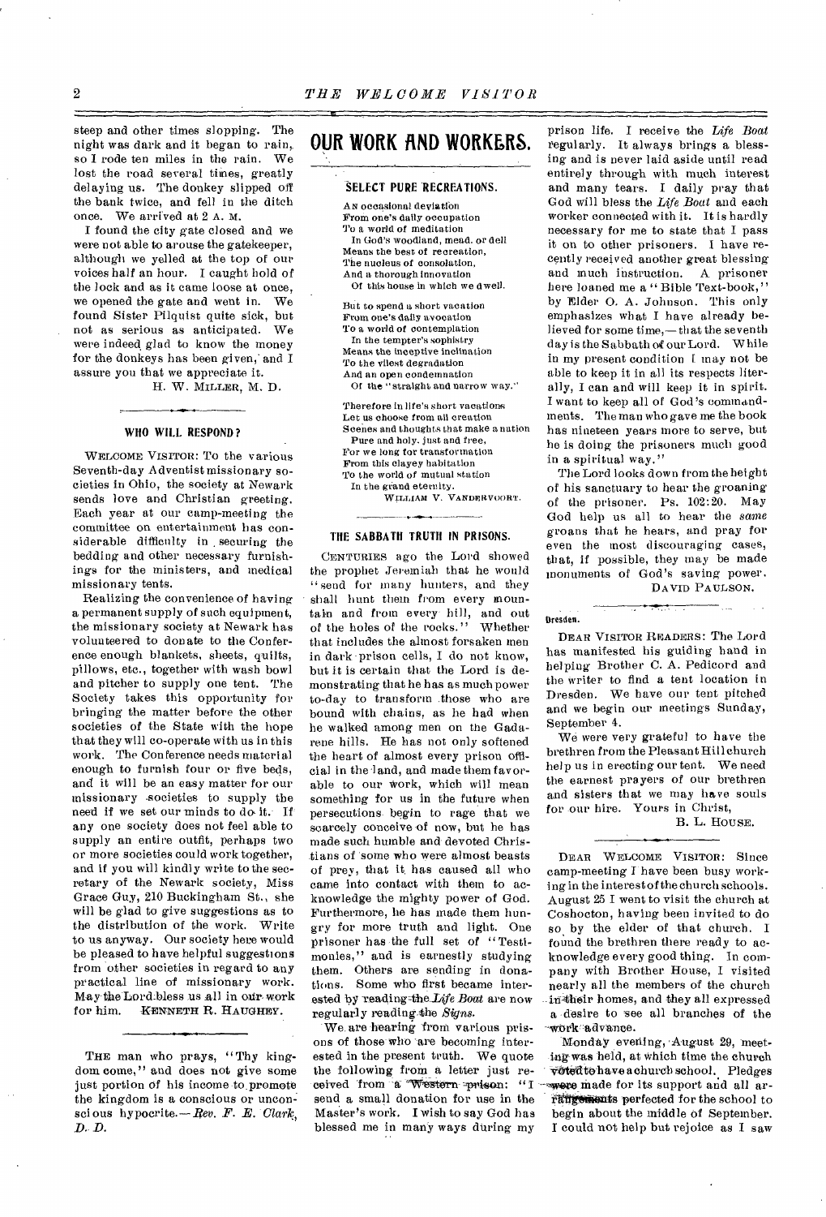steep and other times slopping. The night was dark and it began to rain, so I rode ten miles in the rain. We lost the road several times, greatly delaying us. The donkey slipped off the bank twice, and fell in the ditch once. We arrived at 2 A. M.

I found the city gate closed and we were not able to arouse the gatekeeper, although we yelled at the top of our voices half an hour. I caught hold of the lock and as it came loose at once, we opened the gate and went in. We found Sister Pilquist quite sick, but not as serious as anticipated. We were indeed glad to know the money for the donkeys has been given, and I assure you that we appreciate it.

H. W. MILLER, M. D.

### WHO WILL RESPOND?

WELCOME VISITOR: To the various Seventh-day Adventist missionary societies in Ohio, the society at Newark sends love and Christian greeting. Each year at our camp-meeting the committee on entertainment has considerable difficulty in securing the bedding and other necessary furnishings for the ministers, and medical missionary tents.

Realizing the convenience of having a permanent supply of such equipment, the missionary society at Newark has volunteered to donate to the Conference enough blankets, sheets, quilts, pillows, etc., together with wash bowl and pitcher to supply one tent. The Society takes this opportunity for bringing the matter before the other societies of the State with the hope that they will co-operate with us in this work. The Conference needs material enough to furnish four or five beds, and it will be an easy matter for our missionary societies to supply the need if we set our minds to do it. If any one society does not feel able to supply an entire outfit, perhaps two or more societies could work together, and if you will kindly write to the secretary of the Newark society, Miss Grace Guy, 210 Buckingham St., she will be glad to give suggestions as to the distribution of the work. Write to us anyway. Our society here would be pleased to have helpful suggestions from other societies in regard to any practical line of missionary work. May the Lord bless us all in our work for him. KENNETH R. HAUGHEY.

THE man who prays, "Thy kingdom come," and does not give some just portion of his income to promote the kingdom is a conscious or unconscious hypocrite.—*Rev. F. E. Clark, D. D.*

# OUR WORK AND WORKERS.

### SELECT PURE RECREATIONS.

AN occasional deviation
From one's daily occupation
To a world of meditation
In God's woodland, mead, or dell
Means the best of recreation,
The nucleus of consolation,
And a thorough innovation
Of this house in which we dwell.

But to spend a short vacation
From one's daily avocation
To a world of contemplation
In the tempter's sophistry
Means the inceptive inclination
To the vilest degradation
And an open condemnation
Of the "straight and narrow way."

Therefore in life's short vacations
Let us choose from all creation
Scenes and thoughts that make a nation
Pure and holy, just and free,
For we long for transformation
From this clayey habitation
To the world of mutual station
In the grand eternity.

WILLIAM V. VANDERVOORT.

### THE SABBATH TRUTH IN PRISONS.

CENTURIES ago the Lord showed the prophet Jeremiah that he would "send for many hunters, and they shall hunt them from every mountain and from every hill, and out of the holes of the rocks." Whether that includes the almost forsaken men in dark prison cells, I do not know, but it is certain that the Lord is demonstrating that he has as much power to-day to transform those who are bound with chains, as he had when he walked among men on the Gadarene hills. He has not only softened the heart of almost every prison official in the land, and made them favorable to our work, which will mean something for us in the future when persecutions begin to rage that we scarcely conceive of now, but he has made such humble and devoted Christians of some who were almost beasts of prey, that it has caused all who came into contact with them to acknowledge the mighty power of God. Furthermore, he has made them hungry for more truth and light. One prisoner has the full set of "Testimonies," and is earnestly studying them. Others are sending in donations. Some who first became interested by reading the *Life Boat* are now regularly reading the *Signs*.

We are hearing from various prisons of those who are becoming interested in the present truth. We quote the following from a letter just received from a Western prison: "I send a small donation for use in the Master's work. I wish to say God has blessed me in many ways during my prison life. I receive the *Life Boat* regularly. It always brings a blessing and is never laid aside until read entirely through with much interest and many tears. I daily pray that God will bless the *Life Boat* and each worker connected with it. It is hardly necessary for me to state that I pass it on to other prisoners. I have recently received another great blessing and much instruction. A prisoner here loaned me a "Bible Text-book," by Elder O. A. Johnson. This only emphasizes what I have already believed for some time,—that the seventh day is the Sabbath of our Lord. While in my present condition I may not be able to keep it in all its respects literally, I can and will keep it in spirit. I want to keep all of God's commandments. The man who gave me the book has nineteen years more to serve, but he is doing the prisoners much good in a spiritual way."

The Lord looks down from the height of his sanctuary to hear the groaning of the prisoner. Ps. 102:20. May God help us all to hear the *same* groans that he hears, and pray for even the most discouraging cases, that, if possible, they may be made monuments of God's saving power.

DAVID PAULSON.

**Dresden.**

DEAR VISITOR READERS: The Lord has manifested his guiding hand in helping Brother C. A. Pedicord and the writer to find a tent location in Dresden. We have our tent pitched and we begin our meetings Sunday, September 4.

We were very grateful to have the brethren from the Pleasant Hill church help us in erecting our tent. We need the earnest prayers of our brethren and sisters that we may have souls for our hire. Yours in Christ,

B. L. HOUSE.

DEAR WELCOME VISITOR: Since camp-meeting I have been busy working in the interest of the church schools. August 25 I went to visit the church at Coshocton, having been invited to do so by the elder of that church. I found the brethren there ready to acknowledge every good thing. In company with Brother House, I visited nearly all the members of the church in their homes, and they all expressed a desire to see all branches of the work advance.

Monday evening, August 29, meeting was held, at which time the church voted to have a church school. Pledges were made for its support and all arrangements perfected for the school to begin about the middle of September. I could not help but rejoice as I saw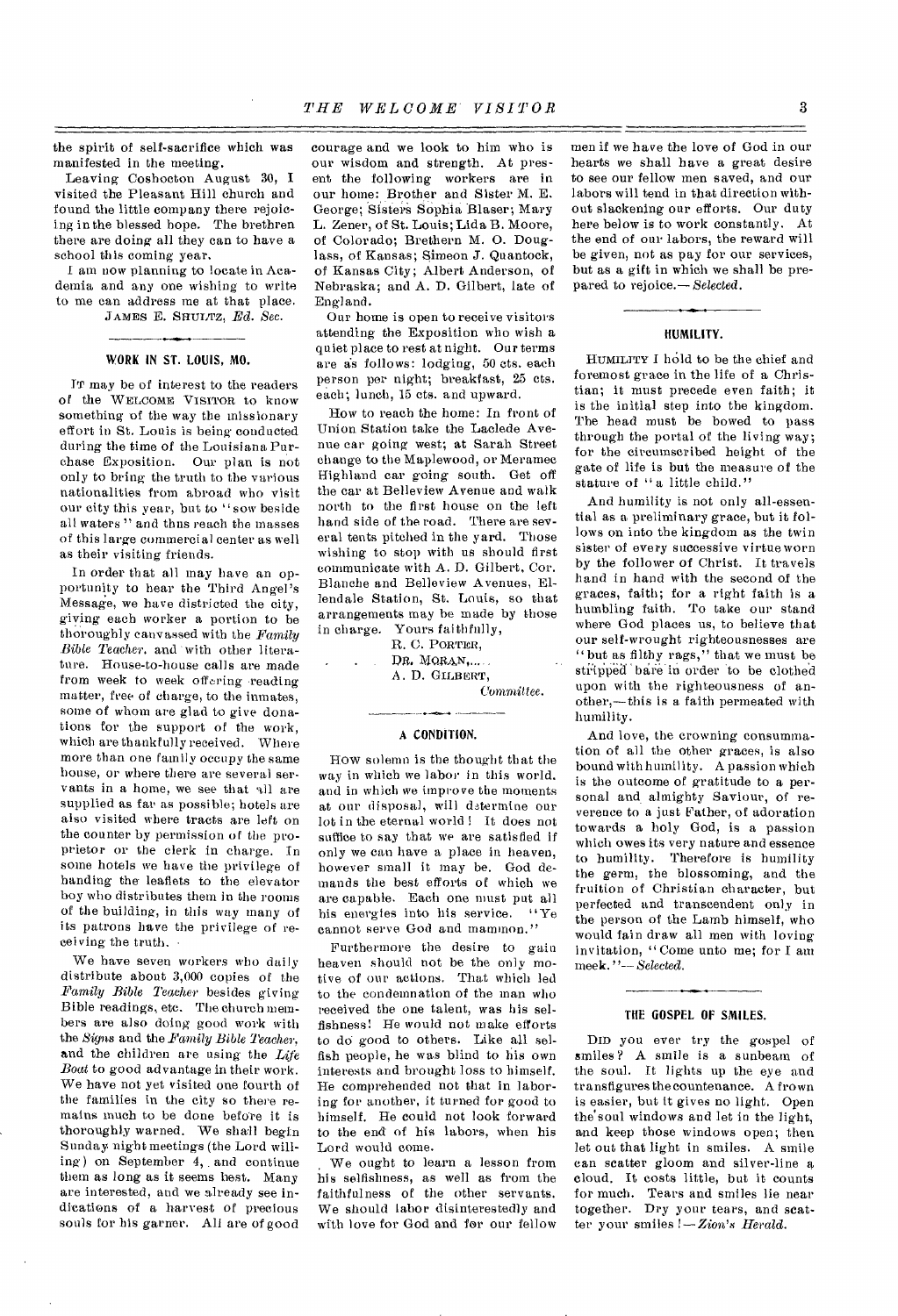the spirit of self-sacrifice which was manifested in the meeting.

Leaving Coshocton August 30, I visited the Pleasant Hill church and found the little company there rejoicing in the blessed hope. The brethren there are doing all they can to have a school this coming year.

I am now planning to locate in Academia and any one wishing to write to me can address me at that place.

JAMES E. SHULTZ, *Ed. Sec.*

## WORK IN ST. LOUIS, MO.

IT may be of interest to the readers of the WELCOME VISITOR to know something of the way the missionary effort in St. Louis is being conducted during the time of the Louisiana Purchase Exposition. Our plan is not only to bring the truth to the various nationalities from abroad who visit our city this year, but to "sow beside all waters" and thus reach the masses of this large commercial center as well as their visiting friends.

In order that all may have an opportunity to hear the Third Angel's Message, we have districted the city, giving each worker a portion to be thoroughly canvassed with the *Family Bible Teacher*, and with other literature. House-to-house calls are made from week to week offering reading matter, free of charge, to the inmates, some of whom are glad to give donations for the support of the work, which are thankfully received. Where more than one family occupy the same house, or where there are several servants in a home, we see that all are supplied as far as possible; hotels are also visited where tracts are left on the counter by permission of the proprietor or the clerk in charge. In some hotels we have the privilege of handing the leaflets to the elevator boy who distributes them in the rooms of the building, in this way many of its patrons have the privilege of receiving the truth.

We have seven workers who daily distribute about 3,000 copies of the *Family Bible Teacher* besides giving Bible readings, etc. The church members are also doing good work with the *Signs* and the *Family Bible Teacher*, and the children are using the *Life Boat* to good advantage in their work. We have not yet visited one fourth of the families in the city so there remains much to be done before it is thoroughly warned. We shall begin Sunday night meetings (the Lord willing) on September 4, and continue them as long as it seems best. Many are interested, and we already see indications of a harvest of precious souls for his garner. All are of good courage and we look to him who is our wisdom and strength. At present the following workers are in our home: Brother and Sister M. E. George; Sisters Sophia Blaser; Mary L. Zener, of St. Louis; Lida B. Moore, of Colorado; Brethern M. O. Douglass, of Kansas; Simeon J. Quantock, of Kansas City; Albert Anderson, of Nebraska; and A. D. Gilbert, late of England.

Our home is open to receive visitors attending the Exposition who wish a quiet place to rest at night. Our terms are as follows: lodging, 50 cts. each person per night; breakfast, 25 cts. each; lunch, 15 cts. and upward.

How to reach the home: In front of Union Station take the Laclede Avenue car going west; at Sarah Street change to the Maplewood, or Meramec Highland car going south. Get off the car at Belleview Avenue and walk north to the first house on the left hand side of the road. There are several tents pitched in the yard. Those wishing to stop with us should first communicate with A. D. Gilbert, Cor. Blanche and Belleview Avenues, Ellendale Station, St. Louis, so that arrangements may be made by those in charge. Yours faithfully,

R. C. PORTER,
DR. MORAN,
A. D. GILBERT,
*Committee.*

## A CONDITION.

HOW solemn is the thought that the way in which we labor in this world, and in which we improve the moments at our disposal, will determine our lot in the eternal world! It does not suffice to say that we are satisfied if only we can have a place in heaven, however small it may be. God demands the best efforts of which we are capable. Each one must put all his energies into his service. "Ye cannot serve God and mammon."

Furthermore the desire to gain heaven should not be the only motive of our actions. That which led to the condemnation of the man who received the one talent, was his selfishness! He would not make efforts to do good to others. Like all selfish people, he was blind to his own interests and brought loss to himself. He comprehended not that in laboring for another, it turned for good to himself. He could not look forward to the end of his labors, when his Lord would come.

We ought to learn a lesson from his selfishness, as well as from the faithfulness of the other servants. We should labor disinterestedly and with love for God and for our fellow men if we have the love of God in our hearts we shall have a great desire to see our fellow men saved, and our labors will tend in that direction without slackening our efforts. Our duty here below is to work constantly. At the end of our labors, the reward will be given, not as pay for our services, but as a gift in which we shall be prepared to rejoice.—*Selected.*

## HUMILITY.

HUMILITY I hold to be the chief and foremost grace in the life of a Christian; it must precede even faith; it is the initial step into the kingdom. The head must be bowed to pass through the portal of the living way; for the circumscribed height of the gate of life is but the measure of the stature of "a little child."

And humility is not only all-essential as a preliminary grace, but it follows on into the kingdom as the twin sister of every successive virtue worn by the follower of Christ. It travels hand in hand with the second of the graces, faith; for a right faith is a humbling faith. To take our stand where God places us, to believe that our self-wrought righteousnesses are "but as filthy rags," that we must be stripped bare in order to be clothed upon with the righteousness of another,—this is a faith permeated with humility.

And love, the crowning consummation of all the other graces, is also bound with humility. A passion which is the outcome of gratitude to a personal and almighty Saviour, of reverence to a just Father, of adoration towards a holy God, is a passion which owes its very nature and essence to humility. Therefore is humility the germ, the blossoming, and the fruition of Christian character, but perfected and transcendent only in the person of the Lamb himself, who would fain draw all men with loving invitation, "Come unto me; for I am meek."—*Selected.*

## THE GOSPEL OF SMILES.

DID you ever try the gospel of smiles? A smile is a sunbeam of the soul. It lights up the eye and transfigures the countenance. A frown is easier, but it gives no light. Open the soul windows and let in the light, and keep those windows open; then let out that light in smiles. A smile can scatter gloom and silver-line a cloud. It costs little, but it counts for much. Tears and smiles lie near together. Dry your tears, and scatter your smiles!—*Zion's Herald.*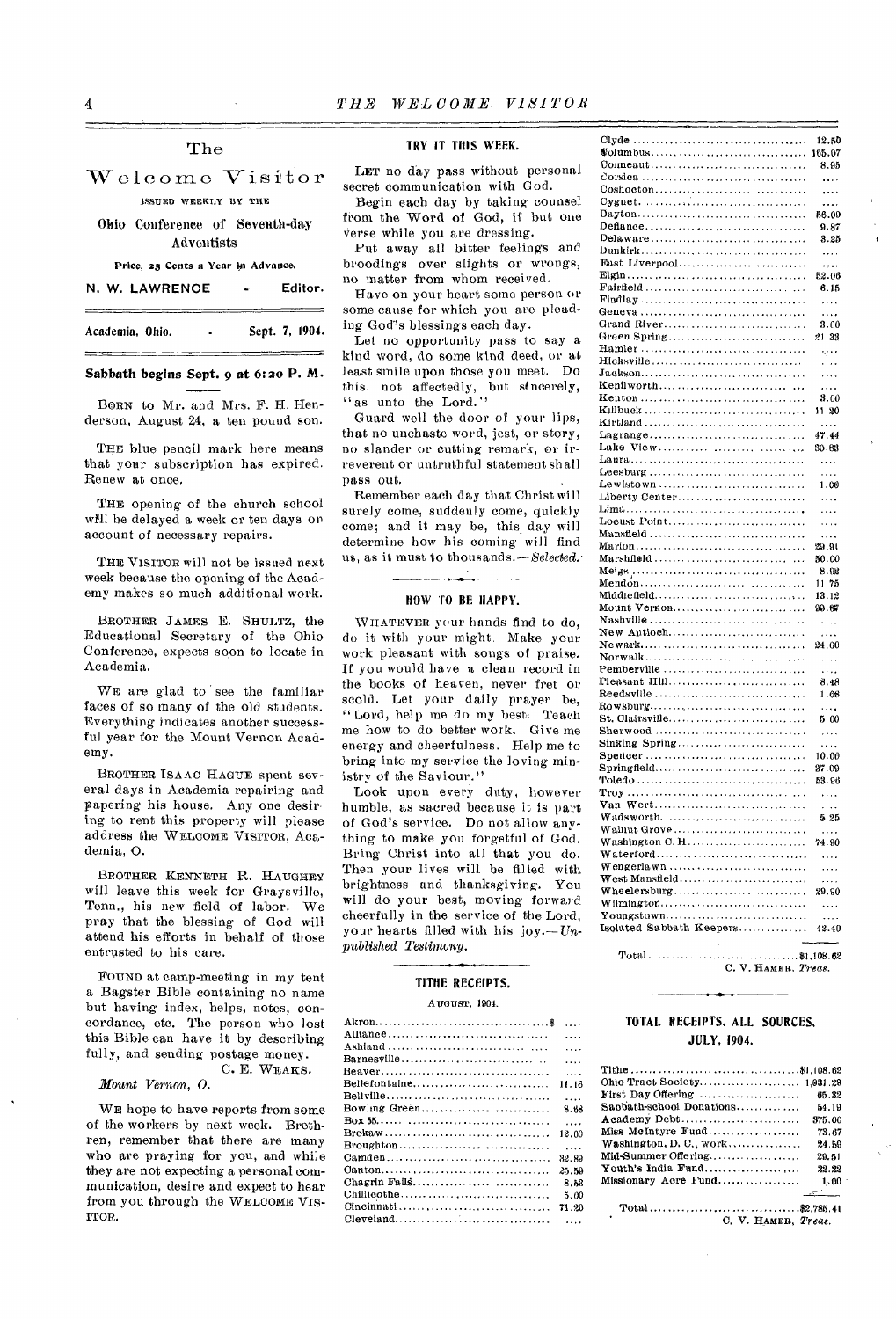# The Welcome Visitor

ISSUED WEEKLY BY THE

Ohio Conference of Seventh-day Adventists

Price, 25 Cents a Year in Advance.

N. W. LAWRENCE - Editor.

Academia, Ohio. - Sept. 7, 1904.

**Sabbath begins Sept. 9 at 6:20 P. M.**

BORN to Mr. and Mrs. F. H. Henderson, August 24, a ten pound son.

THE blue pencil mark here means that your subscription has expired. Renew at once.

THE opening of the church school will be delayed a week or ten days on account of necessary repairs.

THE VISITOR will not be issued next week because the opening of the Academy makes so much additional work.

BROTHER JAMES E. SHULTZ, the Educational Secretary of the Ohio Conference, expects soon to locate in Academia.

WE are glad to see the familiar faces of so many of the old students. Everything indicates another successful year for the Mount Vernon Academy.

BROTHER ISAAC HAGUE spent several days in Academia repairing and papering his house. Any one desiring to rent this property will please address the WELCOME VISITOR, Academia, O.

BROTHER KENNETH R. HAUGHEY will leave this week for Graysville, Tenn., his new field of labor. We pray that the blessing of God will attend his efforts in behalf of those entrusted to his care.

FOUND at camp-meeting in my tent a Bagster Bible containing no name but having index, helps, notes, concordance, etc. The person who lost this Bible can have it by describing fully, and sending postage money.

C. E. WEAKS.

*Mount Vernon, O.*

WE hope to have reports from some of the workers by next week. Brethren, remember that there are many who are praying for you, and while they are not expecting a personal communication, desire and expect to hear from you through the WELCOME VISITOR.

## TRY IT THIS WEEK.

LET no day pass without personal secret communication with God.

Begin each day by taking counsel from the Word of God, if but one verse while you are dressing.

Put away all bitter feelings and broodings over slights or wrongs, no matter from whom received.

Have on your heart some person or some cause for which you are pleading God's blessings each day.

Let no opportunity pass to say a kind word, do some kind deed, or at least smile upon those you meet. Do this, not affectedly, but sincerely, "as unto the Lord."

Guard well the door of your lips, that no unchaste word, jest, or story, no slander or cutting remark, or irreverent or untruthful statement shall pass out.

Remember each day that Christ will surely come, suddenly come, quickly come; and it may be, this day will determine how his coming will find us, as it must to thousands.—*Selected.*

## HOW TO BE HAPPY.

WHATEVER your hands find to do, do it with your might. Make your work pleasant with songs of praise. If you would have a clean record in the books of heaven, never fret or scold. Let your daily prayer be, "Lord, help me do my best. Teach me how to do better work. Give me energy and cheerfulness. Help me to bring into my service the loving ministry of the Saviour."

Look upon every duty, however humble, as sacred because it is part of God's service. Do not allow anything to make you forgetful of God. Bring Christ into all that you do. Then your lives will be filled with brightness and thanksgiving. You will do your best, moving forward cheerfully in the service of the Lord, your hearts filled with his joy.—*Unpublished Testimony.*

## TITHE RECEIPTS.

AUGUST, 1904.

| | |
|---|---|
| Akron | $ .... |
| Alliance | .... |
| Ashland | .... |
| Barnesville | .... |
| Beaver | .... |
| Bellefontaine | 11.16 |
| Bellville | .... |
| Bowling Green | 8.68 |
| Box 55 | .... |
| Brokaw | 12.00 |
| Broughton | .... |
| Camden | 32.89 |
| Canton | 25.59 |
| Chagrin Falls | 8.53 |
| Chillicothe | 5.00 |
| Cincinnati | 71.20 |
| Cleveland | .... |
| Clyde | 12.50 |
| Columbus | 165.07 |
| Conneaut | 8.95 |
| Corsica | .... |
| Coshocton | .... |
| Cygnet | .... |
| Dayton | 56.09 |
| Defiance | 9.87 |
| Delaware | 3.25 |
| Dunkirk | .... |
| East Liverpool | .... |
| Elgin | 52.06 |
| Fairfield | 6.15 |
| Findlay | .... |
| Geneva | .... |
| Grand River | 3.00 |
| Green Spring | 21.33 |
| Hamler | .... |
| Hicksville | .... |
| Jackson | .... |
| Kenilworth | .... |
| Kenton | 3.00 |
| Killbuck | 11.20 |
| Kirtland | .... |
| Lagrange | 47.44 |
| Lake View | 30.83 |
| Laura | .... |
| Leesburg | .... |
| Lewistown | 1.00 |
| Liberty Center | .... |
| Lima | .... |
| Locust Point | .... |
| Mansfield | .... |
| Marion | 29.91 |
| Marshfield | 50.00 |
| Meigs | 8.92 |
| Mendon | 11.75 |
| Middlefield | 13.12 |
| Mount Vernon | 90.67 |
| Nashville | .... |
| New Antioch | .... |
| Newark | 24.00 |
| Norwalk | .... |
| Pemberville | .... |
| Pleasant Hill | 8.48 |
| Reedsville | 1.08 |
| Rowsburg | .... |
| St. Clairsville | 5.00 |
| Sherwood | .... |
| Sinking Spring | .... |
| Spencer | 10.00 |
| Springfield | 37.09 |
| Toledo | 53.96 |
| Troy | .... |
| Van Wert | .... |
| Wadsworth | 5.25 |
| Walnut Grove | .... |
| Washington C. H. | 74.90 |
| Waterford | .... |
| Wengerlawn | .... |
| West Mansfield | .... |
| Wheelersburg | 29.90 |
| Wilmington | .... |
| Youngstown | .... |
| Isolated Sabbath Keepers | 42.40 |
| Total | $1,108.62 |

C. V. HAMER, *Treas.*

## TOTAL RECEIPTS, ALL SOURCES, JULY, 1904.

| | |
|---|---|
| Tithe | $1,108.62 |
| Ohio Tract Society | 1,031.29 |
| First Day Offering | 65.32 |
| Sabbath-school Donations | 54.19 |
| Academy Debt | 375.00 |
| Miss McIntyre Fund | 73.67 |
| Washington, D. C., work | 24.59 |
| Mid-Summer Offering | 29.51 |
| Youth's India Fund | 22.22 |
| Missionary Acre Fund | 1.00 |
| Total | $2,785.41 |

C. V. HAMER, *Treas.*